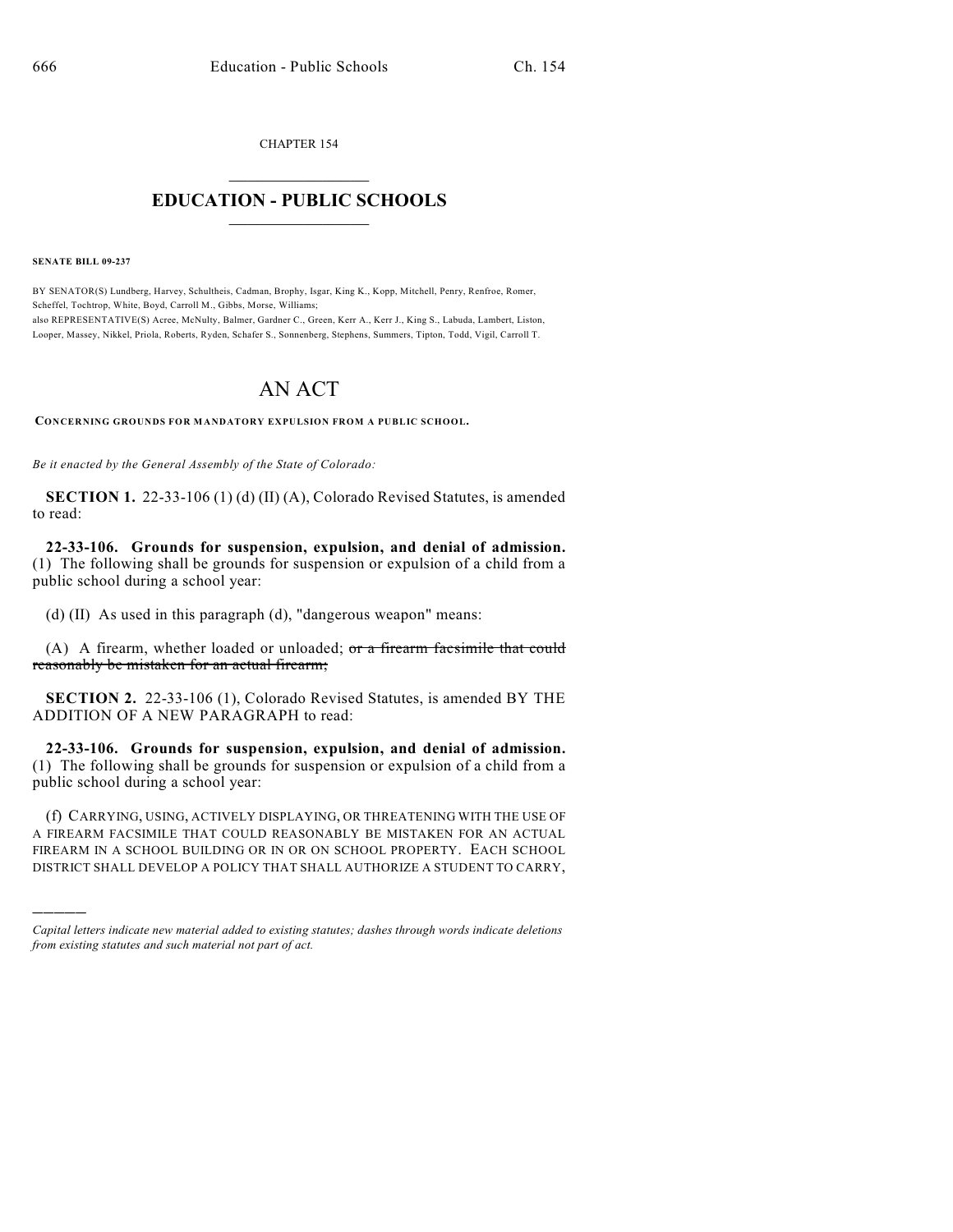CHAPTER 154

# EDUCATION - PUBLIC SCHOOLS

**SENATE BILL 09-237**

BY SENATOR(S) Lundberg, Harvey, Schultheis, Cadman, Brophy, Isgar, King K., Kopp, Mitchell, Penry, Renfroe, Romer, Scheffel, Tochtrop, White, Boyd, Carroll M., Gibbs, Morse, Williams;
also REPRESENTATIVE(S) Acree, McNulty, Balmer, Gardner C., Green, Kerr A., Kerr J., King S., Labuda, Lambert, Liston, Looper, Massey, Nikkel, Priola, Roberts, Ryden, Schafer S., Sonnenberg, Stephens, Summers, Tipton, Todd, Vigil, Carroll T.

# AN ACT

**CONCERNING GROUNDS FOR MANDATORY EXPULSION FROM A PUBLIC SCHOOL.**

*Be it enacted by the General Assembly of the State of Colorado:*

**SECTION 1.** 22-33-106 (1) (d) (II) (A), Colorado Revised Statutes, is amended to read:

**22-33-106. Grounds for suspension, expulsion, and denial of admission.** (1) The following shall be grounds for suspension or expulsion of a child from a public school during a school year:

(d) (II) As used in this paragraph (d), "dangerous weapon" means:

(A) A firearm, whether loaded or unloaded; ~~or a firearm facsimile that could reasonably be mistaken for an actual firearm;~~

**SECTION 2.** 22-33-106 (1), Colorado Revised Statutes, is amended BY THE ADDITION OF A NEW PARAGRAPH to read:

**22-33-106. Grounds for suspension, expulsion, and denial of admission.** (1) The following shall be grounds for suspension or expulsion of a child from a public school during a school year:

(f) CARRYING, USING, ACTIVELY DISPLAYING, OR THREATENING WITH THE USE OF A FIREARM FACSIMILE THAT COULD REASONABLY BE MISTAKEN FOR AN ACTUAL FIREARM IN A SCHOOL BUILDING OR IN OR ON SCHOOL PROPERTY. EACH SCHOOL DISTRICT SHALL DEVELOP A POLICY THAT SHALL AUTHORIZE A STUDENT TO CARRY,

---

*Capital letters indicate new material added to existing statutes; dashes through words indicate deletions from existing statutes and such material not part of act.*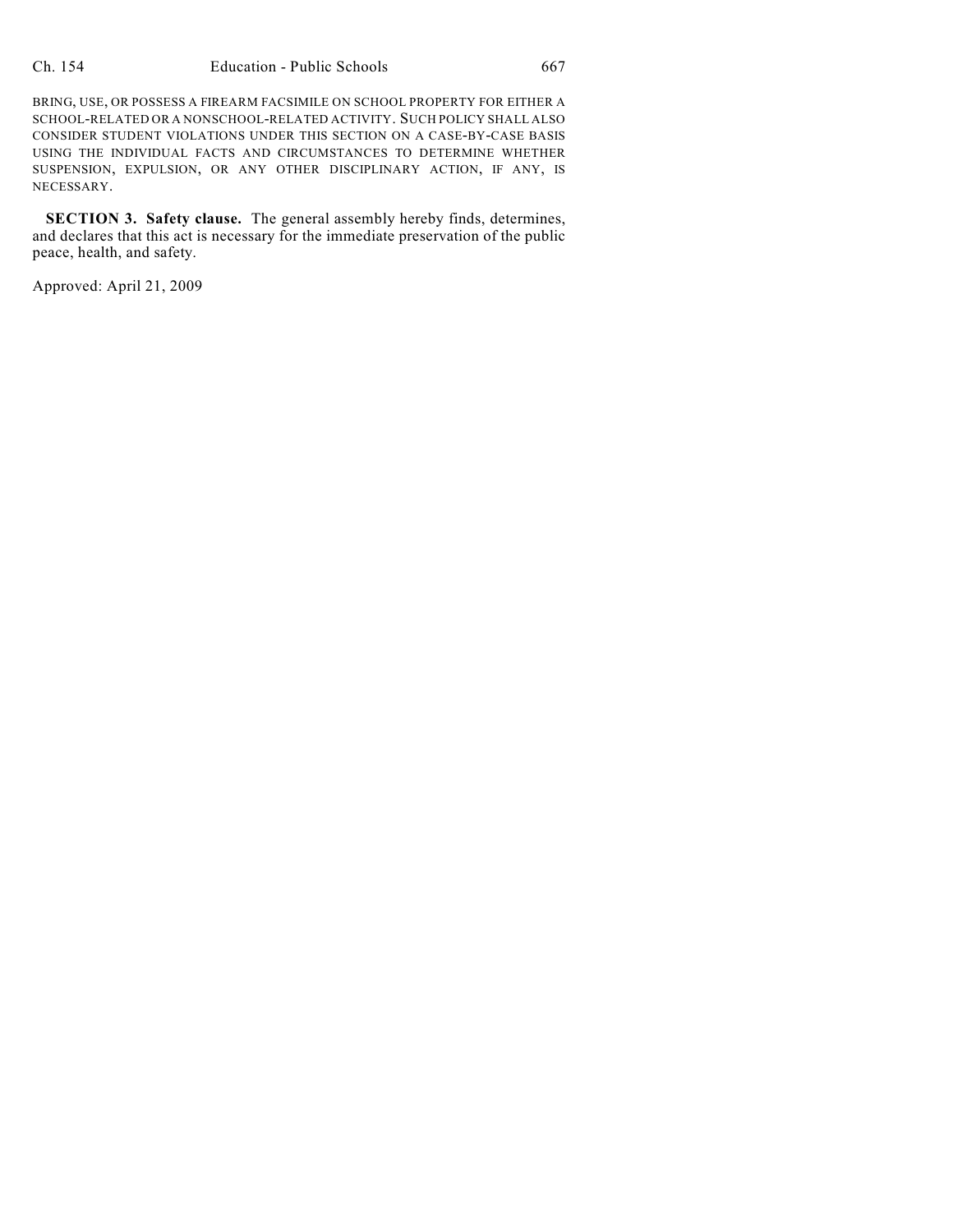BRING, USE, OR POSSESS A FIREARM FACSIMILE ON SCHOOL PROPERTY FOR EITHER A SCHOOL-RELATED OR A NONSCHOOL-RELATED ACTIVITY. SUCH POLICY SHALL ALSO CONSIDER STUDENT VIOLATIONS UNDER THIS SECTION ON A CASE-BY-CASE BASIS USING THE INDIVIDUAL FACTS AND CIRCUMSTANCES TO DETERMINE WHETHER SUSPENSION, EXPULSION, OR ANY OTHER DISCIPLINARY ACTION, IF ANY, IS NECESSARY.

**SECTION 3. Safety clause.** The general assembly hereby finds, determines, and declares that this act is necessary for the immediate preservation of the public peace, health, and safety.

Approved: April 21, 2009